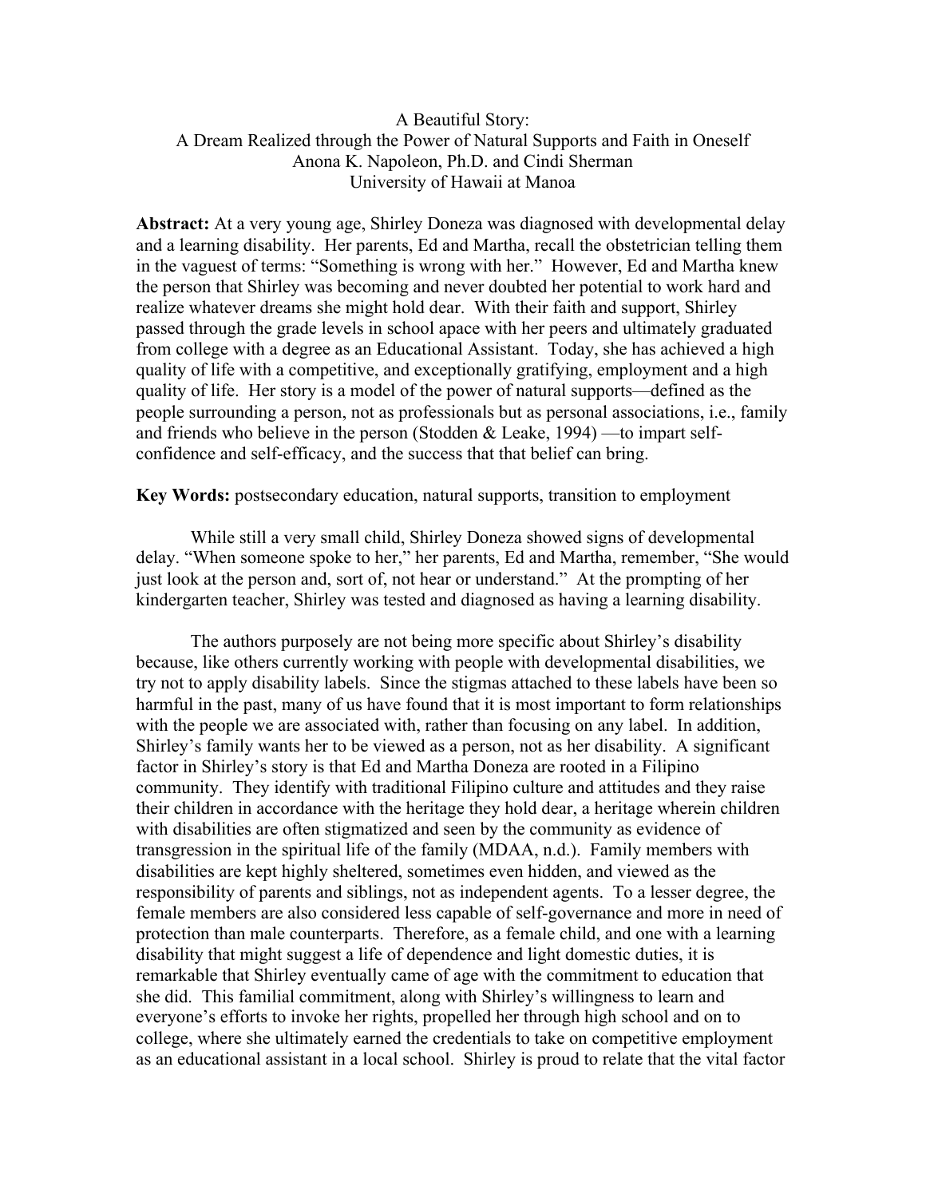# A Beautiful Story:
## A Dream Realized through the Power of Natural Supports and Faith in Oneself

Anona K. Napoleon, Ph.D. and Cindi Sherman
University of Hawaii at Manoa

**Abstract:** At a very young age, Shirley Doneza was diagnosed with developmental delay and a learning disability. Her parents, Ed and Martha, recall the obstetrician telling them in the vaguest of terms: "Something is wrong with her." However, Ed and Martha knew the person that Shirley was becoming and never doubted her potential to work hard and realize whatever dreams she might hold dear. With their faith and support, Shirley passed through the grade levels in school apace with her peers and ultimately graduated from college with a degree as an Educational Assistant. Today, she has achieved a high quality of life with a competitive, and exceptionally gratifying, employment and a high quality of life. Her story is a model of the power of natural supports—defined as the people surrounding a person, not as professionals but as personal associations, i.e., family and friends who believe in the person (Stodden & Leake, 1994) —to impart self-confidence and self-efficacy, and the success that that belief can bring.

**Key Words:** postsecondary education, natural supports, transition to employment

While still a very small child, Shirley Doneza showed signs of developmental delay. "When someone spoke to her," her parents, Ed and Martha, remember, "She would just look at the person and, sort of, not hear or understand." At the prompting of her kindergarten teacher, Shirley was tested and diagnosed as having a learning disability.

The authors purposely are not being more specific about Shirley's disability because, like others currently working with people with developmental disabilities, we try not to apply disability labels. Since the stigmas attached to these labels have been so harmful in the past, many of us have found that it is most important to form relationships with the people we are associated with, rather than focusing on any label. In addition, Shirley's family wants her to be viewed as a person, not as her disability. A significant factor in Shirley's story is that Ed and Martha Doneza are rooted in a Filipino community. They identify with traditional Filipino culture and attitudes and they raise their children in accordance with the heritage they hold dear, a heritage wherein children with disabilities are often stigmatized and seen by the community as evidence of transgression in the spiritual life of the family (MDAA, n.d.). Family members with disabilities are kept highly sheltered, sometimes even hidden, and viewed as the responsibility of parents and siblings, not as independent agents. To a lesser degree, the female members are also considered less capable of self-governance and more in need of protection than male counterparts. Therefore, as a female child, and one with a learning disability that might suggest a life of dependence and light domestic duties, it is remarkable that Shirley eventually came of age with the commitment to education that she did. This familial commitment, along with Shirley's willingness to learn and everyone's efforts to invoke her rights, propelled her through high school and on to college, where she ultimately earned the credentials to take on competitive employment as an educational assistant in a local school. Shirley is proud to relate that the vital factor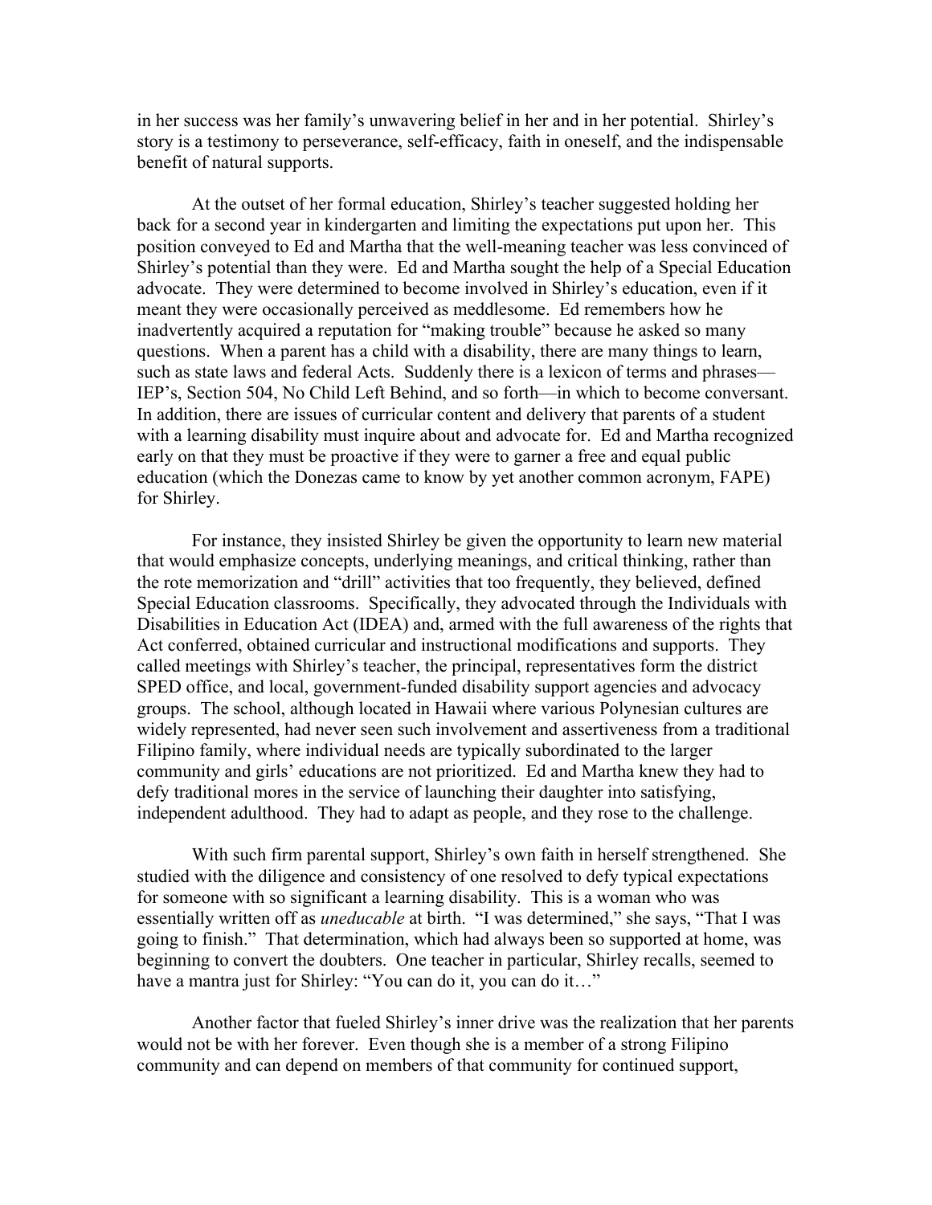in her success was her family's unwavering belief in her and in her potential. Shirley's story is a testimony to perseverance, self-efficacy, faith in oneself, and the indispensable benefit of natural supports.

At the outset of her formal education, Shirley's teacher suggested holding her back for a second year in kindergarten and limiting the expectations put upon her. This position conveyed to Ed and Martha that the well-meaning teacher was less convinced of Shirley's potential than they were. Ed and Martha sought the help of a Special Education advocate. They were determined to become involved in Shirley's education, even if it meant they were occasionally perceived as meddlesome. Ed remembers how he inadvertently acquired a reputation for "making trouble" because he asked so many questions. When a parent has a child with a disability, there are many things to learn, such as state laws and federal Acts. Suddenly there is a lexicon of terms and phrases—IEP's, Section 504, No Child Left Behind, and so forth—in which to become conversant. In addition, there are issues of curricular content and delivery that parents of a student with a learning disability must inquire about and advocate for. Ed and Martha recognized early on that they must be proactive if they were to garner a free and equal public education (which the Donezas came to know by yet another common acronym, FAPE) for Shirley.

For instance, they insisted Shirley be given the opportunity to learn new material that would emphasize concepts, underlying meanings, and critical thinking, rather than the rote memorization and "drill" activities that too frequently, they believed, defined Special Education classrooms. Specifically, they advocated through the Individuals with Disabilities in Education Act (IDEA) and, armed with the full awareness of the rights that Act conferred, obtained curricular and instructional modifications and supports. They called meetings with Shirley's teacher, the principal, representatives form the district SPED office, and local, government-funded disability support agencies and advocacy groups. The school, although located in Hawaii where various Polynesian cultures are widely represented, had never seen such involvement and assertiveness from a traditional Filipino family, where individual needs are typically subordinated to the larger community and girls' educations are not prioritized. Ed and Martha knew they had to defy traditional mores in the service of launching their daughter into satisfying, independent adulthood. They had to adapt as people, and they rose to the challenge.

With such firm parental support, Shirley's own faith in herself strengthened. She studied with the diligence and consistency of one resolved to defy typical expectations for someone with so significant a learning disability. This is a woman who was essentially written off as *uneducable* at birth. "I was determined," she says, "That I was going to finish." That determination, which had always been so supported at home, was beginning to convert the doubters. One teacher in particular, Shirley recalls, seemed to have a mantra just for Shirley: "You can do it, you can do it…"

Another factor that fueled Shirley's inner drive was the realization that her parents would not be with her forever. Even though she is a member of a strong Filipino community and can depend on members of that community for continued support,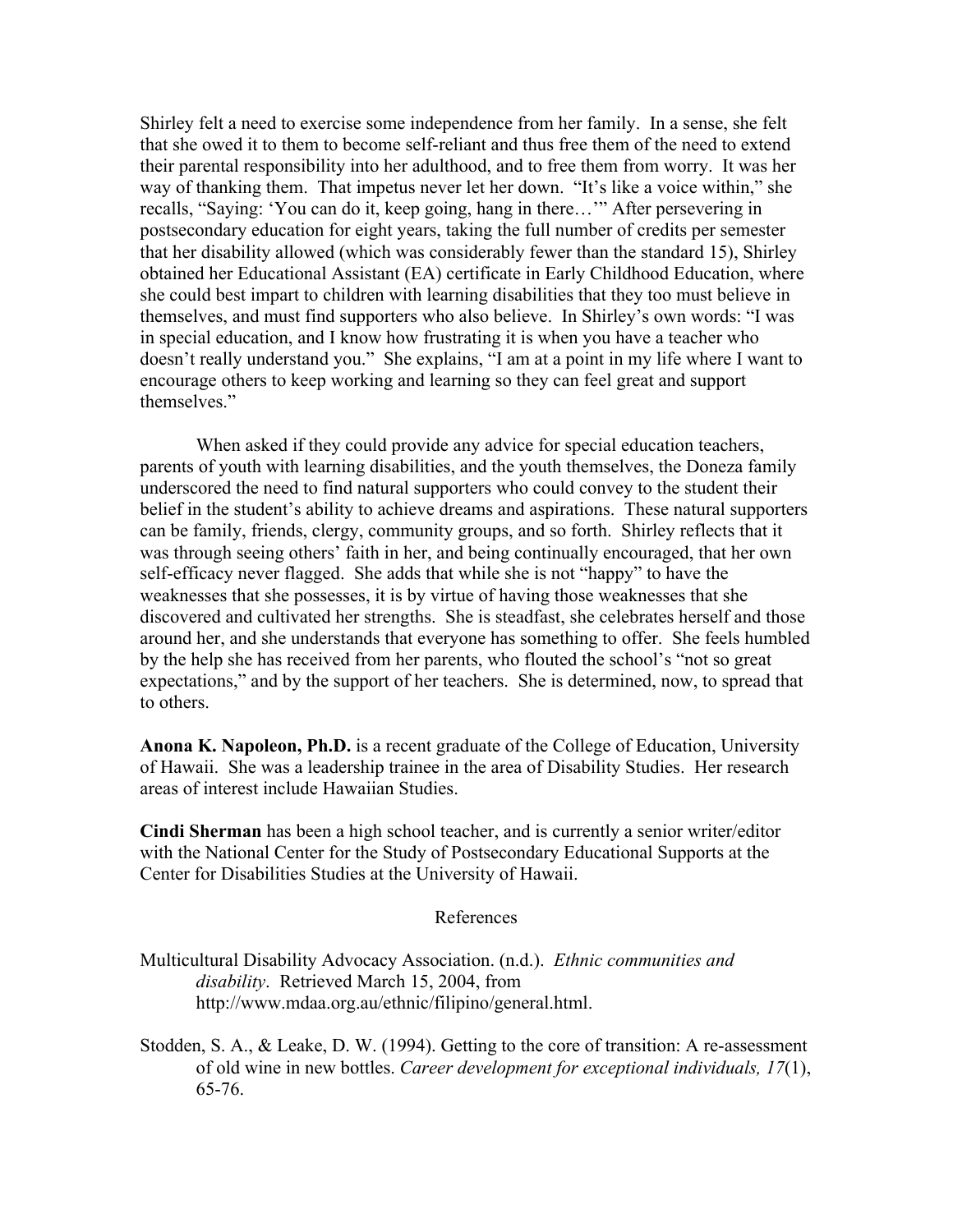Shirley felt a need to exercise some independence from her family. In a sense, she felt that she owed it to them to become self-reliant and thus free them of the need to extend their parental responsibility into her adulthood, and to free them from worry. It was her way of thanking them. That impetus never let her down. "It's like a voice within," she recalls, "Saying: 'You can do it, keep going, hang in there…'" After persevering in postsecondary education for eight years, taking the full number of credits per semester that her disability allowed (which was considerably fewer than the standard 15), Shirley obtained her Educational Assistant (EA) certificate in Early Childhood Education, where she could best impart to children with learning disabilities that they too must believe in themselves, and must find supporters who also believe. In Shirley's own words: "I was in special education, and I know how frustrating it is when you have a teacher who doesn't really understand you." She explains, "I am at a point in my life where I want to encourage others to keep working and learning so they can feel great and support themselves."

When asked if they could provide any advice for special education teachers, parents of youth with learning disabilities, and the youth themselves, the Doneza family underscored the need to find natural supporters who could convey to the student their belief in the student's ability to achieve dreams and aspirations. These natural supporters can be family, friends, clergy, community groups, and so forth. Shirley reflects that it was through seeing others' faith in her, and being continually encouraged, that her own self-efficacy never flagged. She adds that while she is not "happy" to have the weaknesses that she possesses, it is by virtue of having those weaknesses that she discovered and cultivated her strengths. She is steadfast, she celebrates herself and those around her, and she understands that everyone has something to offer. She feels humbled by the help she has received from her parents, who flouted the school's "not so great expectations," and by the support of her teachers. She is determined, now, to spread that to others.

**Anona K. Napoleon, Ph.D.** is a recent graduate of the College of Education, University of Hawaii. She was a leadership trainee in the area of Disability Studies. Her research areas of interest include Hawaiian Studies.

**Cindi Sherman** has been a high school teacher, and is currently a senior writer/editor with the National Center for the Study of Postsecondary Educational Supports at the Center for Disabilities Studies at the University of Hawaii.

## References

Multicultural Disability Advocacy Association. (n.d.). *Ethnic communities and disability*. Retrieved March 15, 2004, from http://www.mdaa.org.au/ethnic/filipino/general.html.

Stodden, S. A., & Leake, D. W. (1994). Getting to the core of transition: A re-assessment of old wine in new bottles. *Career development for exceptional individuals, 17*(1), 65-76.